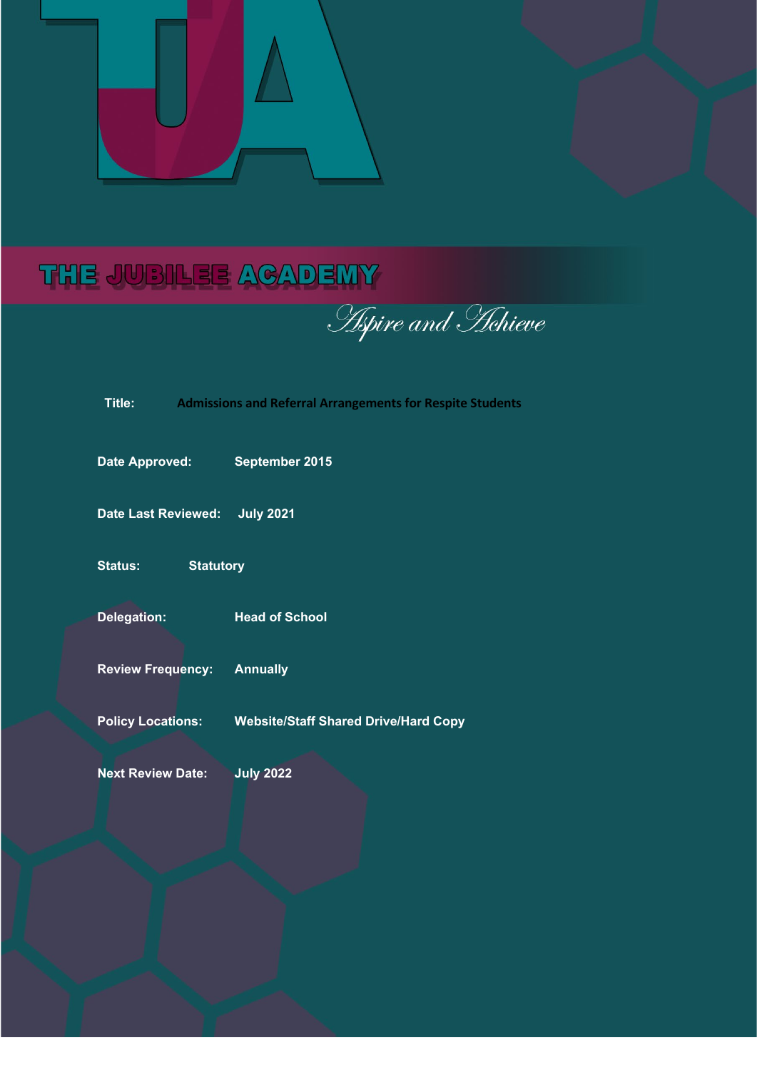# THE JUBILEE ACADEMY

*Aspire and Achieve*

**Title:** Admissions and Referral Arrangements for Respite Students

**Date Approved:** September 2015

**Date Last Reviewed:** July 2021

**Status:** Statutory

**Delegation:** Head of School

**Review Frequency:** Annually

**Policy Locations:** Website/Staff Shared Drive/Hard Copy

**Next Review Date:** July 2022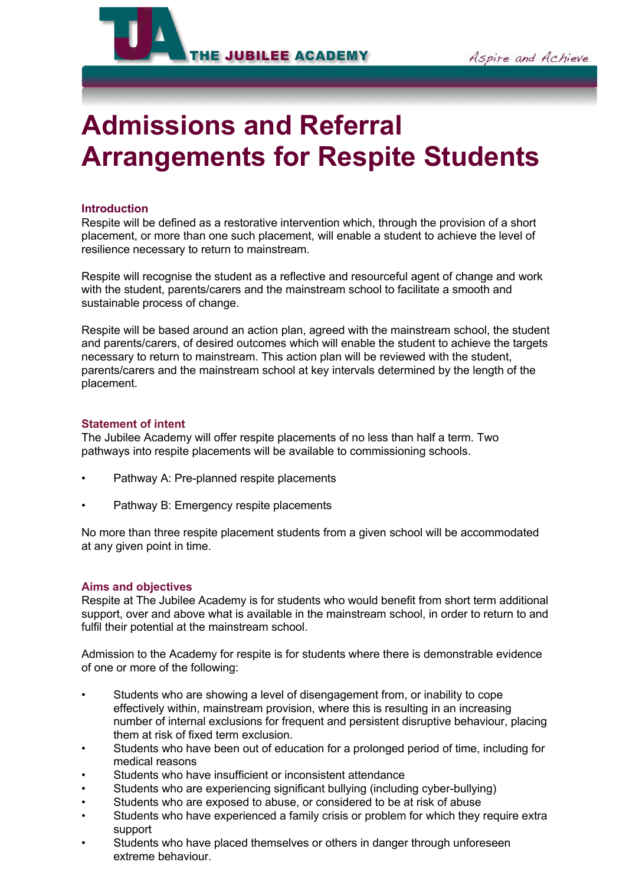# Admissions and Referral Arrangements for Respite Students

## Introduction

Respite will be defined as a restorative intervention which, through the provision of a short placement, or more than one such placement, will enable a student to achieve the level of resilience necessary to return to mainstream.

Respite will recognise the student as a reflective and resourceful agent of change and work with the student, parents/carers and the mainstream school to facilitate a smooth and sustainable process of change.

Respite will be based around an action plan, agreed with the mainstream school, the student and parents/carers, of desired outcomes which will enable the student to achieve the targets necessary to return to mainstream. This action plan will be reviewed with the student, parents/carers and the mainstream school at key intervals determined by the length of the placement.

## Statement of intent

The Jubilee Academy will offer respite placements of no less than half a term. Two pathways into respite placements will be available to commissioning schools.

- Pathway A: Pre-planned respite placements
- Pathway B: Emergency respite placements

No more than three respite placement students from a given school will be accommodated at any given point in time.

## Aims and objectives

Respite at The Jubilee Academy is for students who would benefit from short term additional support, over and above what is available in the mainstream school, in order to return to and fulfil their potential at the mainstream school.

Admission to the Academy for respite is for students where there is demonstrable evidence of one or more of the following:

- Students who are showing a level of disengagement from, or inability to cope effectively within, mainstream provision, where this is resulting in an increasing number of internal exclusions for frequent and persistent disruptive behaviour, placing them at risk of fixed term exclusion.
- Students who have been out of education for a prolonged period of time, including for medical reasons
- Students who have insufficient or inconsistent attendance
- Students who are experiencing significant bullying (including cyber-bullying)
- Students who are exposed to abuse, or considered to be at risk of abuse
- Students who have experienced a family crisis or problem for which they require extra support
- Students who have placed themselves or others in danger through unforeseen extreme behaviour.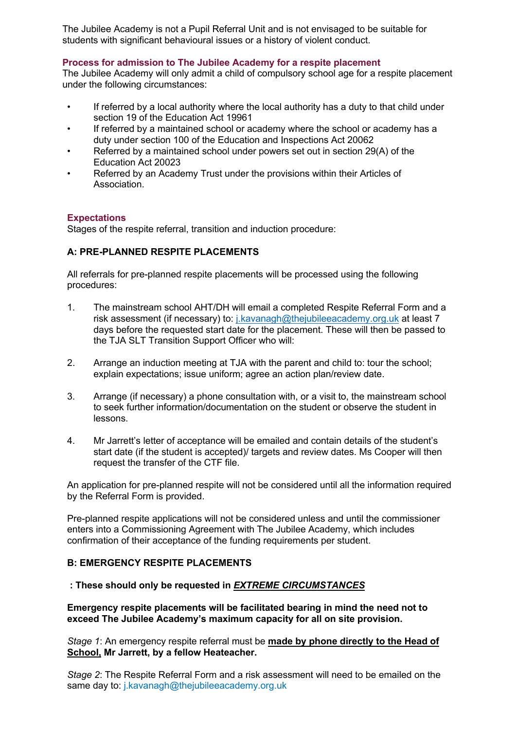The Jubilee Academy is not a Pupil Referral Unit and is not envisaged to be suitable for students with significant behavioural issues or a history of violent conduct.

## Process for admission to The Jubilee Academy for a respite placement

The Jubilee Academy will only admit a child of compulsory school age for a respite placement under the following circumstances:

- If referred by a local authority where the local authority has a duty to that child under section 19 of the Education Act 1996[1]
- If referred by a maintained school or academy where the school or academy has a duty under section 100 of the Education and Inspections Act 2006[2]
- Referred by a maintained school under powers set out in section 29(A) of the Education Act 2002[3]
- Referred by an Academy Trust under the provisions within their Articles of Association.

## Expectations

Stages of the respite referral, transition and induction procedure:

### A: PRE-PLANNED RESPITE PLACEMENTS

All referrals for pre-planned respite placements will be processed using the following procedures:

1. The mainstream school AHT/DH will email a completed Respite Referral Form and a risk assessment (if necessary) to: j.kavanagh@thejubileeacademy.org.uk at least 7 days before the requested start date for the placement. These will then be passed to the TJA SLT Transition Support Officer who will:

2. Arrange an induction meeting at TJA with the parent and child to: tour the school; explain expectations; issue uniform; agree an action plan/review date.

3. Arrange (if necessary) a phone consultation with, or a visit to, the mainstream school to seek further information/documentation on the student or observe the student in lessons.

4. Mr Jarrett's letter of acceptance will be emailed and contain details of the student's start date (if the student is accepted)/ targets and review dates. Ms Cooper will then request the transfer of the CTF file.

An application for pre-planned respite will not be considered until all the information required by the Referral Form is provided.

Pre-planned respite applications will not be considered unless and until the commissioner enters into a Commissioning Agreement with The Jubilee Academy, which includes confirmation of their acceptance of the funding requirements per student.

### B: EMERGENCY RESPITE PLACEMENTS

**: These should only be requested in _<u>EXTREME CIRCUMSTANCES</u>_**

**Emergency respite placements will be facilitated bearing in mind the need not to exceed The Jubilee Academy's maximum capacity for all on site provision.**

*Stage 1*: An emergency respite referral must be **<u>made by phone directly to the Head of School,</u> Mr Jarrett, by a fellow Heateacher.**

*Stage 2*: The Respite Referral Form and a risk assessment will need to be emailed on the same day to: j.kavanagh@thejubileeacademy.org.uk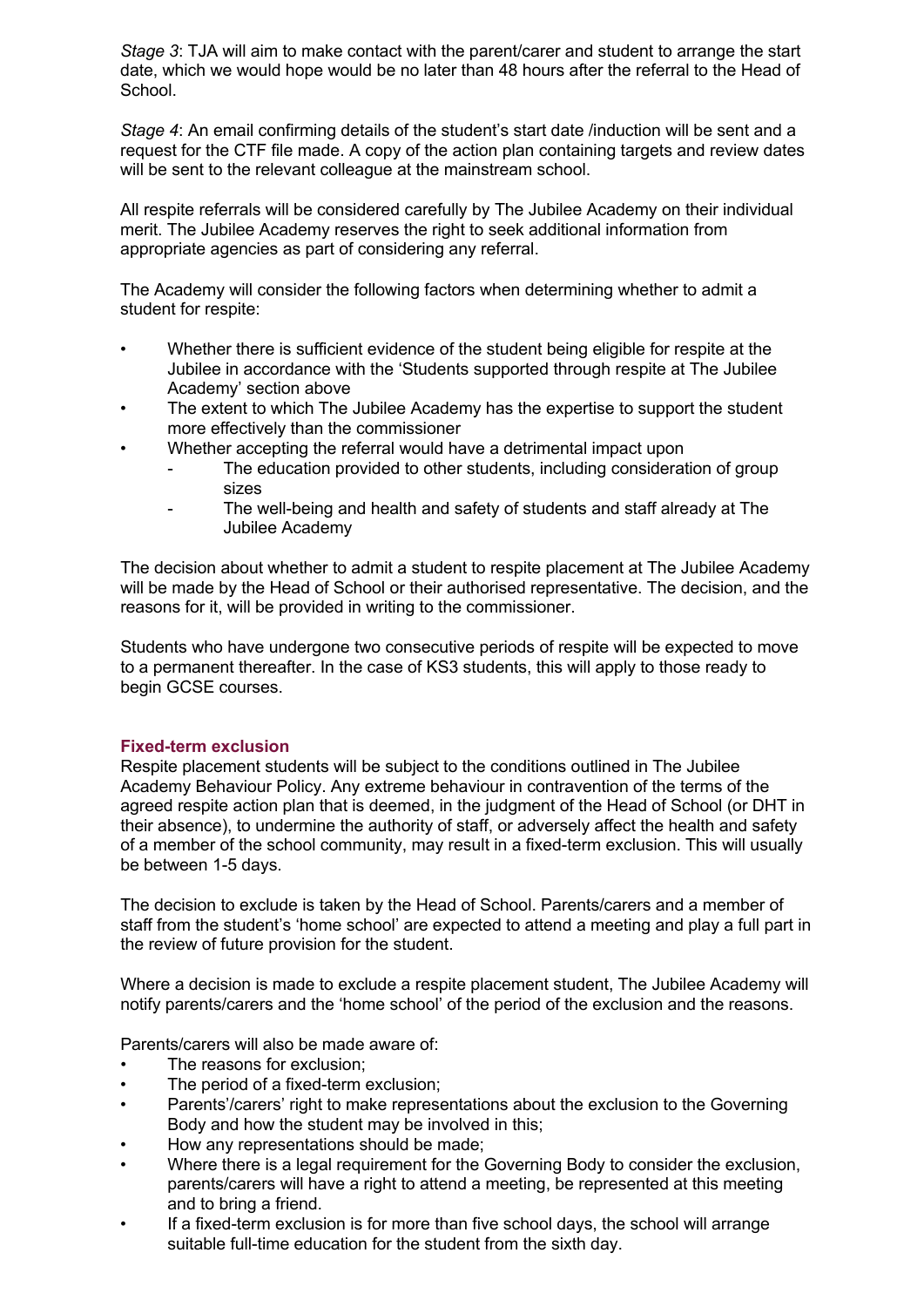*Stage 3*: TJA will aim to make contact with the parent/carer and student to arrange the start date, which we would hope would be no later than 48 hours after the referral to the Head of School.

*Stage 4*: An email confirming details of the student's start date /induction will be sent and a request for the CTF file made. A copy of the action plan containing targets and review dates will be sent to the relevant colleague at the mainstream school.

All respite referrals will be considered carefully by The Jubilee Academy on their individual merit. The Jubilee Academy reserves the right to seek additional information from appropriate agencies as part of considering any referral.

The Academy will consider the following factors when determining whether to admit a student for respite:

- Whether there is sufficient evidence of the student being eligible for respite at the Jubilee in accordance with the 'Students supported through respite at The Jubilee Academy' section above
- The extent to which The Jubilee Academy has the expertise to support the student more effectively than the commissioner
- Whether accepting the referral would have a detrimental impact upon
  - The education provided to other students, including consideration of group sizes
  - The well-being and health and safety of students and staff already at The Jubilee Academy

The decision about whether to admit a student to respite placement at The Jubilee Academy will be made by the Head of School or their authorised representative. The decision, and the reasons for it, will be provided in writing to the commissioner.

Students who have undergone two consecutive periods of respite will be expected to move to a permanent thereafter. In the case of KS3 students, this will apply to those ready to begin GCSE courses.

## Fixed-term exclusion

Respite placement students will be subject to the conditions outlined in The Jubilee Academy Behaviour Policy. Any extreme behaviour in contravention of the terms of the agreed respite action plan that is deemed, in the judgment of the Head of School (or DHT in their absence), to undermine the authority of staff, or adversely affect the health and safety of a member of the school community, may result in a fixed-term exclusion. This will usually be between 1-5 days.

The decision to exclude is taken by the Head of School. Parents/carers and a member of staff from the student's 'home school' are expected to attend a meeting and play a full part in the review of future provision for the student.

Where a decision is made to exclude a respite placement student, The Jubilee Academy will notify parents/carers and the 'home school' of the period of the exclusion and the reasons.

Parents/carers will also be made aware of:

- The reasons for exclusion;
- The period of a fixed-term exclusion;
- Parents'/carers' right to make representations about the exclusion to the Governing Body and how the student may be involved in this;
- How any representations should be made;
- Where there is a legal requirement for the Governing Body to consider the exclusion, parents/carers will have a right to attend a meeting, be represented at this meeting and to bring a friend.
- If a fixed-term exclusion is for more than five school days, the school will arrange suitable full-time education for the student from the sixth day.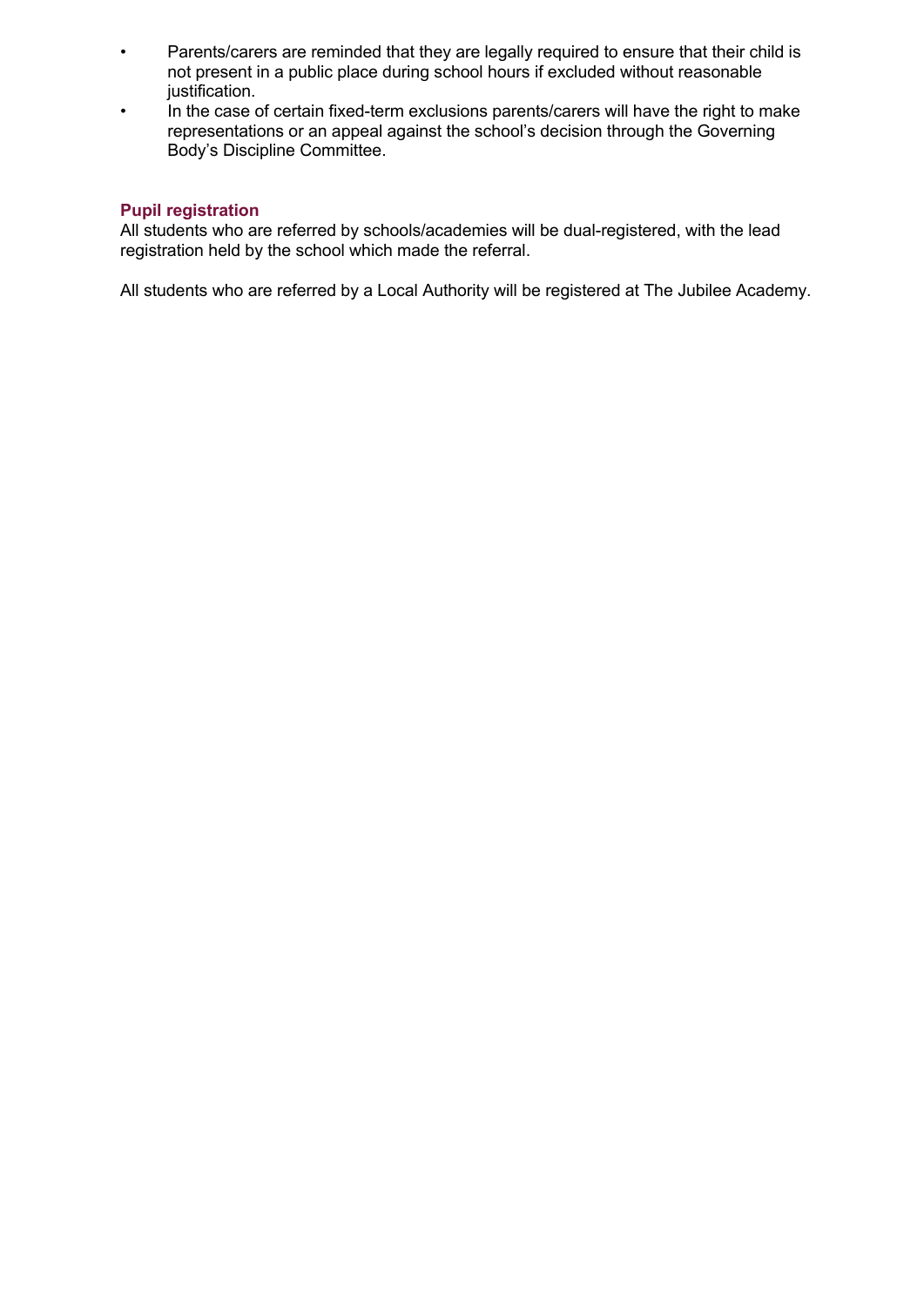- Parents/carers are reminded that they are legally required to ensure that their child is not present in a public place during school hours if excluded without reasonable justification.
- In the case of certain fixed-term exclusions parents/carers will have the right to make representations or an appeal against the school's decision through the Governing Body's Discipline Committee.

### Pupil registration

All students who are referred by schools/academies will be dual-registered, with the lead registration held by the school which made the referral.

All students who are referred by a Local Authority will be registered at The Jubilee Academy.